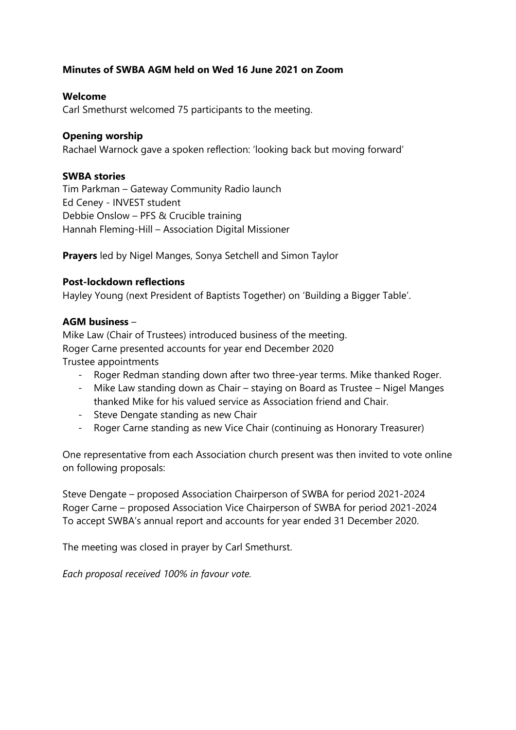**Minutes of SWBA AGM held on Wed 16 June 2021 on Zoom**

**Welcome**

Carl Smethurst welcomed 75 participants to the meeting.

**Opening worship**

Rachael Warnock gave a spoken reflection: 'looking back but moving forward'

**SWBA stories**

Tim Parkman – Gateway Community Radio launch
Ed Ceney - INVEST student
Debbie Onslow – PFS & Crucible training
Hannah Fleming-Hill – Association Digital Missioner

**Prayers** led by Nigel Manges, Sonya Setchell and Simon Taylor

**Post-lockdown reflections**

Hayley Young (next President of Baptists Together) on 'Building a Bigger Table'.

**AGM business** –

Mike Law (Chair of Trustees) introduced business of the meeting.
Roger Carne presented accounts for year end December 2020
Trustee appointments

- Roger Redman standing down after two three-year terms. Mike thanked Roger.
- Mike Law standing down as Chair – staying on Board as Trustee – Nigel Manges thanked Mike for his valued service as Association friend and Chair.
- Steve Dengate standing as new Chair
- Roger Carne standing as new Vice Chair (continuing as Honorary Treasurer)

One representative from each Association church present was then invited to vote online on following proposals:

Steve Dengate – proposed Association Chairperson of SWBA for period 2021-2024
Roger Carne – proposed Association Vice Chairperson of SWBA for period 2021-2024
To accept SWBA's annual report and accounts for year ended 31 December 2020.

The meeting was closed in prayer by Carl Smethurst.

*Each proposal received 100% in favour vote.*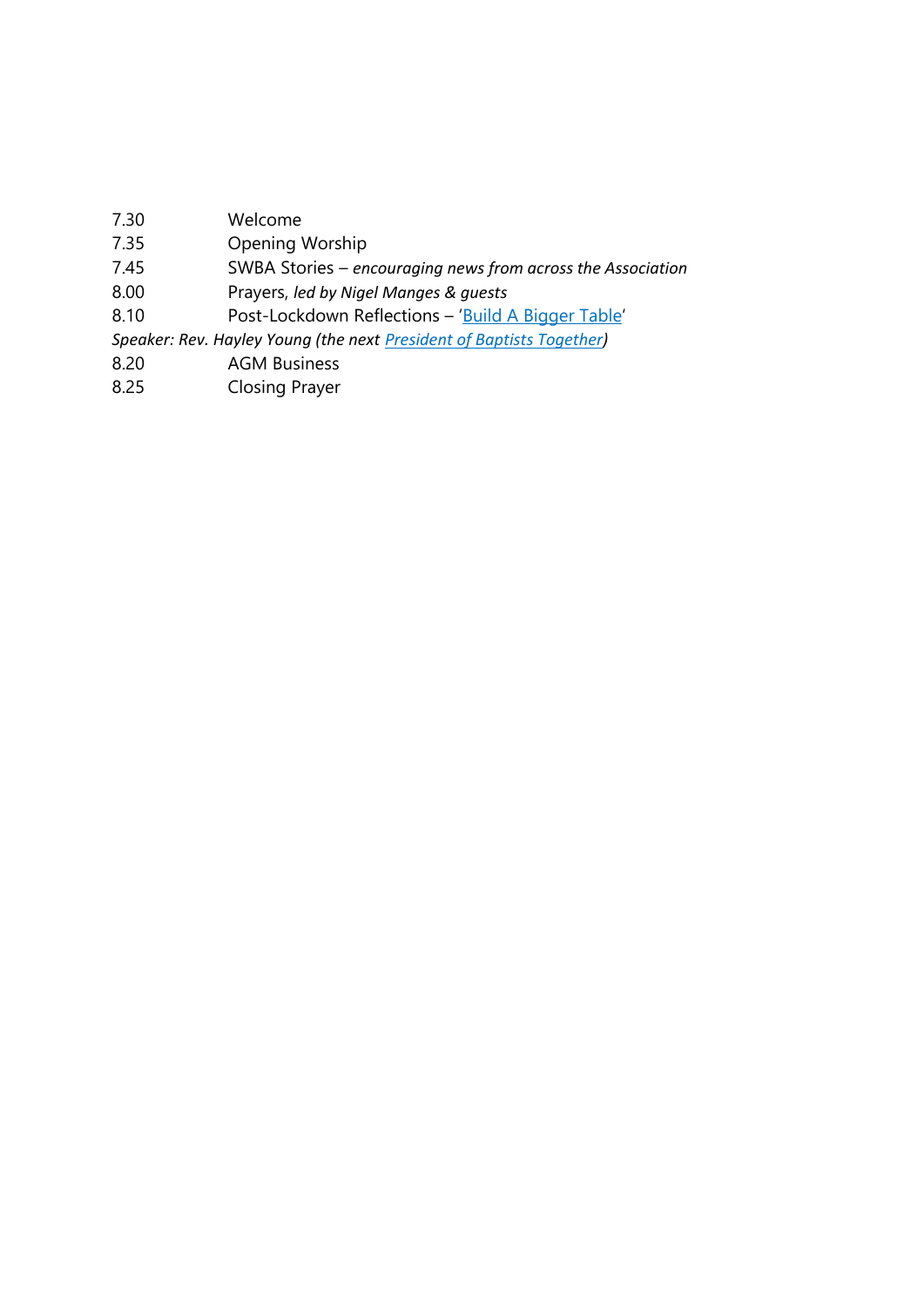7.30 Welcome

7.35 Opening Worship

7.45 SWBA Stories – *encouraging news from across the Association*

8.00 Prayers, *led by Nigel Manges & guests*

8.10 Post-Lockdown Reflections – 'Build A Bigger Table'

*Speaker: Rev. Hayley Young (the next President of Baptists Together)*

8.20 AGM Business

8.25 Closing Prayer